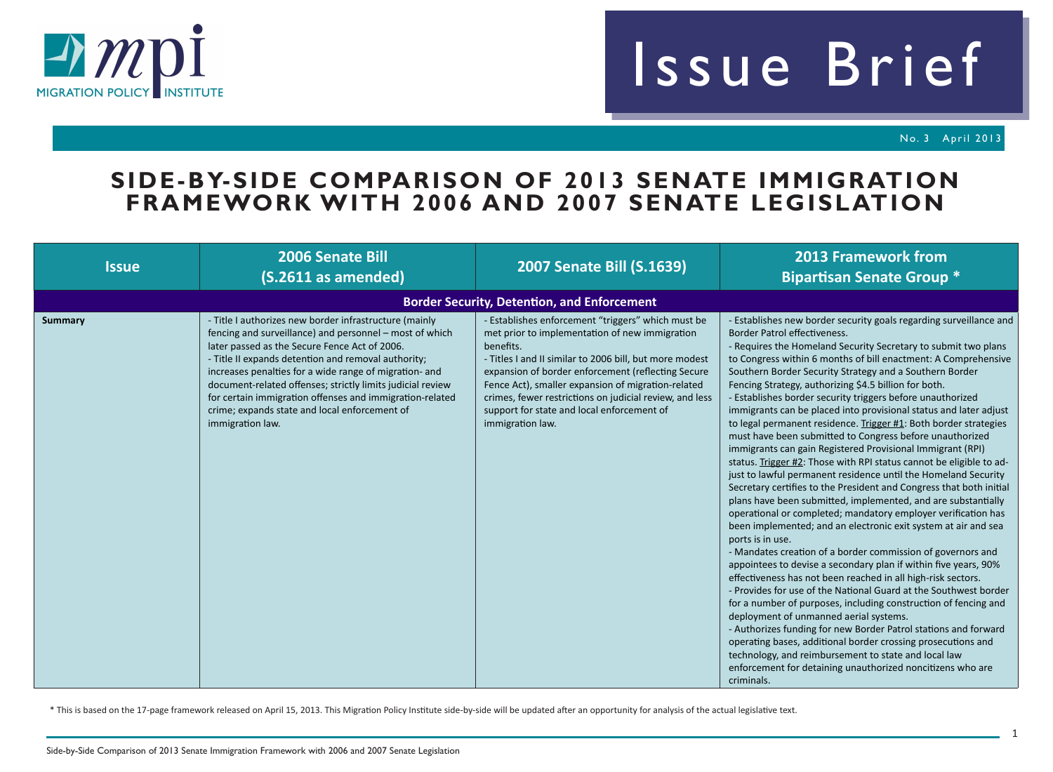# Issue Brief

No. 3 April 2013

## SIDE-BY-SIDE COMPARISON OF 2013 SENATE IMMIGRATION FRAMEWORK WITH 2006 AND 2007 SENATE LEGISLATION

| Issue | 2006 Senate Bill (S.2611 as amended) | 2007 Senate Bill (S.1639) | 2013 Framework from Bipartisan Senate Group * |
|---|---|---|---|
| **Border Security, Detention, and Enforcement** | | | |
| **Summary** | - Title I authorizes new border infrastructure (mainly fencing and surveillance) and personnel – most of which later passed as the Secure Fence Act of 2006.<br>- Title II expands detention and removal authority; increases penalties for a wide range of migration- and document-related offenses; strictly limits judicial review for certain immigration offenses and immigration-related crime; expands state and local enforcement of immigration law. | - Establishes enforcement "triggers" which must be met prior to implementation of new immigration benefits.<br>- Titles I and II similar to 2006 bill, but more modest expansion of border enforcement (reflecting Secure Fence Act), smaller expansion of migration-related crimes, fewer restrictions on judicial review, and less support for state and local enforcement of immigration law. | - Establishes new border security goals regarding surveillance and Border Patrol effectiveness.<br>- Requires the Homeland Security Secretary to submit two plans to Congress within 6 months of bill enactment: A Comprehensive Southern Border Security Strategy and a Southern Border Fencing Strategy, authorizing $4.5 billion for both.<br>- Establishes border security triggers before unauthorized immigrants can be placed into provisional status and later adjust to legal permanent residence. Trigger #1: Both border strategies must have been submitted to Congress before unauthorized immigrants can gain Registered Provisional Immigrant (RPI) status. Trigger #2: Those with RPI status cannot be eligible to adjust to lawful permanent residence until the Homeland Security Secretary certifies to the President and Congress that both initial plans have been submitted, implemented, and are substantially operational or completed; mandatory employer verification has been implemented; and an electronic exit system at air and sea ports is in use.<br>- Mandates creation of a border commission of governors and appointees to devise a secondary plan if within five years, 90% effectiveness has not been reached in all high-risk sectors.<br>- Provides for use of the National Guard at the Southwest border for a number of purposes, including construction of fencing and deployment of unmanned aerial systems.<br>- Authorizes funding for new Border Patrol stations and forward operating bases, additional border crossing prosecutions and technology, and reimbursement to state and local law enforcement for detaining unauthorized noncitizens who are criminals. |

* This is based on the 17-page framework released on April 15, 2013. This Migration Policy Institute side-by-side will be updated after an opportunity for analysis of the actual legislative text.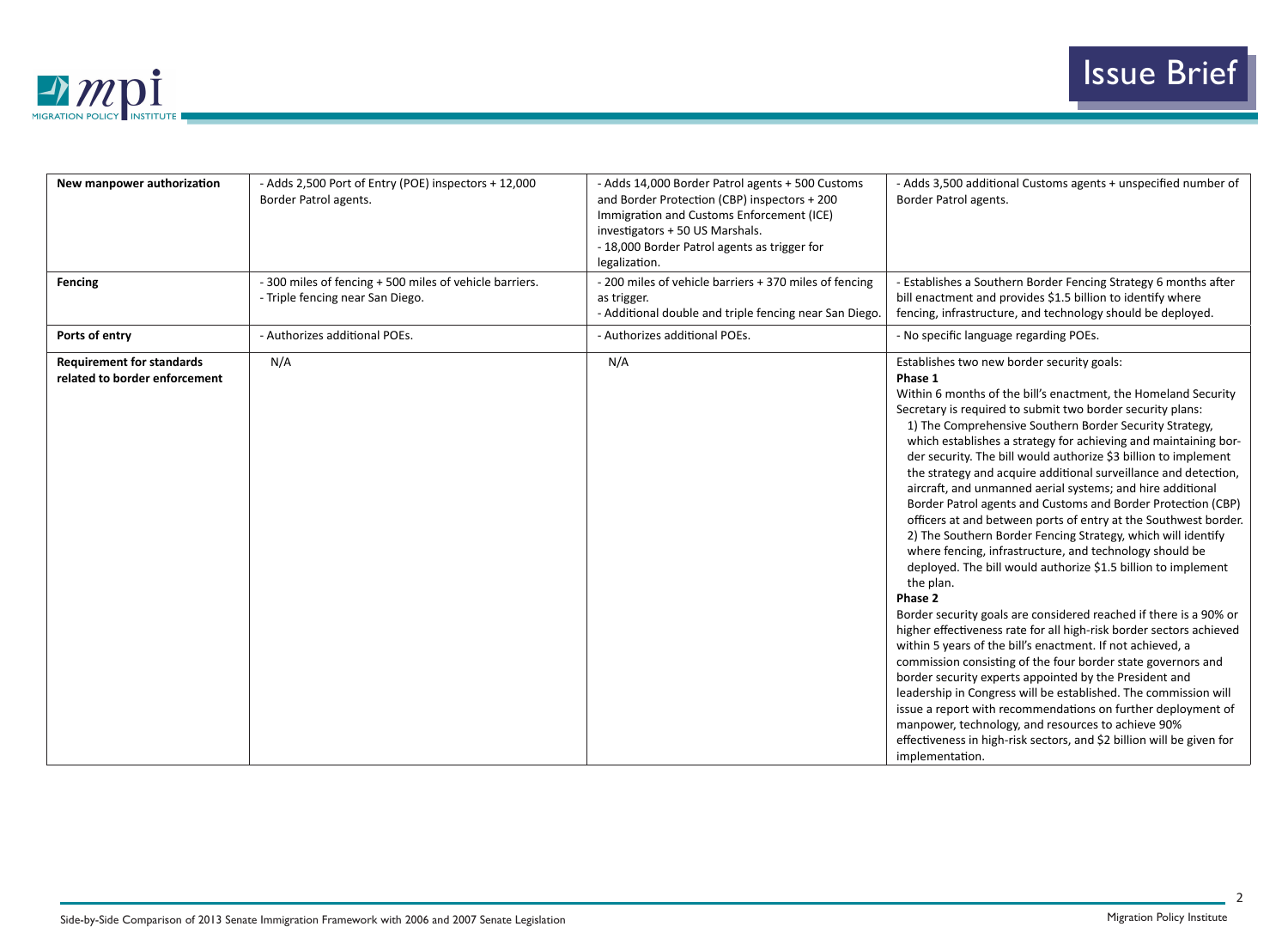| | | | |
|---|---|---|---|
| **New manpower authorization** | - Adds 2,500 Port of Entry (POE) inspectors + 12,000 Border Patrol agents. | - Adds 14,000 Border Patrol agents + 500 Customs and Border Protection (CBP) inspectors + 200 Immigration and Customs Enforcement (ICE) investigators + 50 US Marshals.<br>- 18,000 Border Patrol agents as trigger for legalization. | - Adds 3,500 additional Customs agents + unspecified number of Border Patrol agents. |
| **Fencing** | - 300 miles of fencing + 500 miles of vehicle barriers.<br>- Triple fencing near San Diego. | - 200 miles of vehicle barriers + 370 miles of fencing as trigger.<br>- Additional double and triple fencing near San Diego. | - Establishes a Southern Border Fencing Strategy 6 months after bill enactment and provides $1.5 billion to identify where fencing, infrastructure, and technology should be deployed. |
| **Ports of entry** | - Authorizes additional POEs. | - Authorizes additional POEs. | - No specific language regarding POEs. |
| **Requirement for standards related to border enforcement** | N/A | N/A | Establishes two new border security goals:<br>**Phase 1**<br>Within 6 months of the bill's enactment, the Homeland Security Secretary is required to submit two border security plans:<br>1) The Comprehensive Southern Border Security Strategy, which establishes a strategy for achieving and maintaining border security. The bill would authorize $3 billion to implement the strategy and acquire additional surveillance and detection, aircraft, and unmanned aerial systems; and hire additional Border Patrol agents and Customs and Border Protection (CBP) officers at and between ports of entry at the Southwest border.<br>2) The Southern Border Fencing Strategy, which will identify where fencing, infrastructure, and technology should be deployed. The bill would authorize $1.5 billion to implement the plan.<br>**Phase 2**<br>Border security goals are considered reached if there is a 90% or higher effectiveness rate for all high-risk border sectors achieved within 5 years of the bill's enactment. If not achieved, a commission consisting of the four border state governors and border security experts appointed by the President and leadership in Congress will be established. The commission will issue a report with recommendations on further deployment of manpower, technology, and resources to achieve 90% effectiveness in high-risk sectors, and $2 billion will be given for implementation. |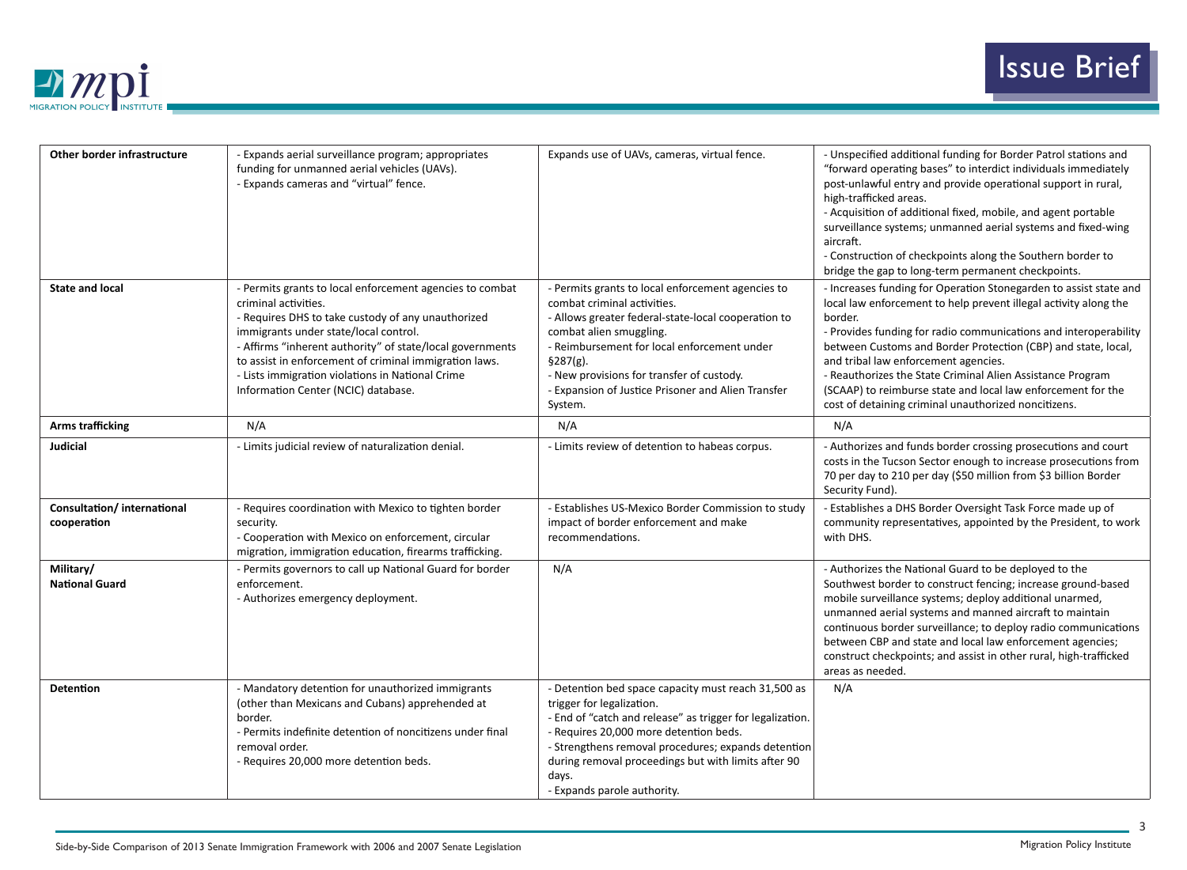| | | | |
|---|---|---|---|
| **Other border infrastructure** | - Expands aerial surveillance program; appropriates funding for unmanned aerial vehicles (UAVs).<br>- Expands cameras and "virtual" fence. | Expands use of UAVs, cameras, virtual fence. | - Unspecified additional funding for Border Patrol stations and "forward operating bases" to interdict individuals immediately post-unlawful entry and provide operational support in rural, high-trafficked areas.<br>- Acquisition of additional fixed, mobile, and agent portable surveillance systems; unmanned aerial systems and fixed-wing aircraft.<br>- Construction of checkpoints along the Southern border to bridge the gap to long-term permanent checkpoints. |
| **State and local** | - Permits grants to local enforcement agencies to combat criminal activities.<br>- Requires DHS to take custody of any unauthorized immigrants under state/local control.<br>- Affirms "inherent authority" of state/local governments to assist in enforcement of criminal immigration laws.<br>- Lists immigration violations in National Crime Information Center (NCIC) database. | - Permits grants to local enforcement agencies to combat criminal activities.<br>- Allows greater federal-state-local cooperation to combat alien smuggling.<br>- Reimbursement for local enforcement under §287(g).<br>- New provisions for transfer of custody.<br>- Expansion of Justice Prisoner and Alien Transfer System. | - Increases funding for Operation Stonegarden to assist state and local law enforcement to help prevent illegal activity along the border.<br>- Provides funding for radio communications and interoperability between Customs and Border Protection (CBP) and state, local, and tribal law enforcement agencies.<br>- Reauthorizes the State Criminal Alien Assistance Program (SCAAP) to reimburse state and local law enforcement for the cost of detaining criminal unauthorized noncitizens. |
| **Arms trafficking** | N/A | N/A | N/A |
| **Judicial** | - Limits judicial review of naturalization denial. | - Limits review of detention to habeas corpus. | - Authorizes and funds border crossing prosecutions and court costs in the Tucson Sector enough to increase prosecutions from 70 per day to 210 per day ($50 million from $3 billion Border Security Fund). |
| **Consultation/ international cooperation** | - Requires coordination with Mexico to tighten border security.<br>- Cooperation with Mexico on enforcement, circular migration, immigration education, firearms trafficking. | - Establishes US-Mexico Border Commission to study impact of border enforcement and make recommendations. | - Establishes a DHS Border Oversight Task Force made up of community representatives, appointed by the President, to work with DHS. |
| **Military/ National Guard** | - Permits governors to call up National Guard for border enforcement.<br>- Authorizes emergency deployment. | N/A | - Authorizes the National Guard to be deployed to the Southwest border to construct fencing; increase ground-based mobile surveillance systems; deploy additional unarmed, unmanned aerial systems and manned aircraft to maintain continuous border surveillance; to deploy radio communications between CBP and state and local law enforcement agencies; construct checkpoints; and assist in other rural, high-trafficked areas as needed. |
| **Detention** | - Mandatory detention for unauthorized immigrants (other than Mexicans and Cubans) apprehended at border.<br>- Permits indefinite detention of noncitizens under final removal order.<br>- Requires 20,000 more detention beds. | - Detention bed space capacity must reach 31,500 as trigger for legalization.<br>- End of "catch and release" as trigger for legalization.<br>- Requires 20,000 more detention beds.<br>- Strengthens removal procedures; expands detention during removal proceedings but with limits after 90 days.<br>- Expands parole authority. | N/A |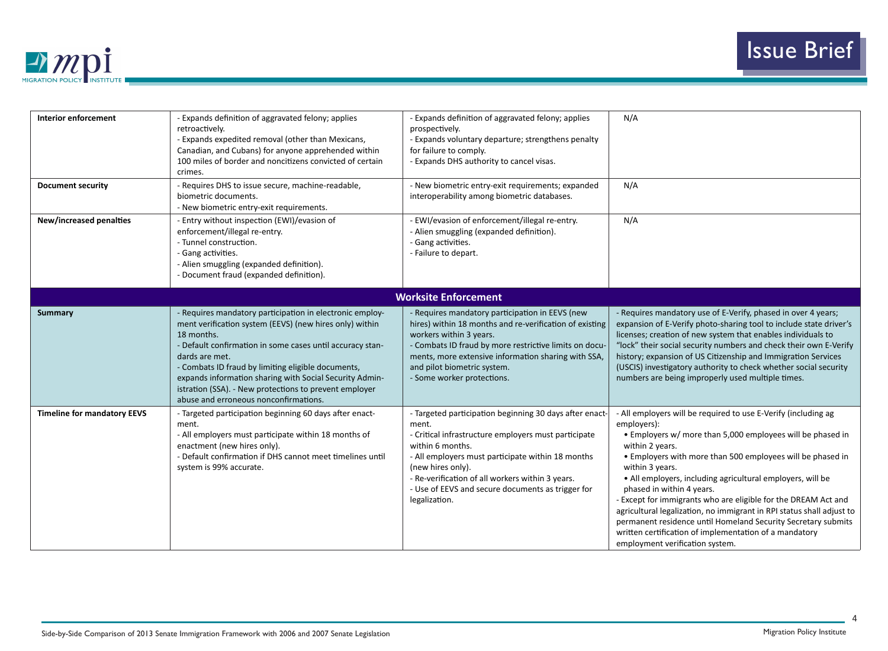| | | | |
|---|---|---|---|
| **Interior enforcement** | - Expands definition of aggravated felony; applies retroactively.<br>- Expands expedited removal (other than Mexicans, Canadian, and Cubans) for anyone apprehended within 100 miles of border and noncitizens convicted of certain crimes. | - Expands definition of aggravated felony; applies prospectively.<br>- Expands voluntary departure; strengthens penalty for failure to comply.<br>- Expands DHS authority to cancel visas. | N/A |
| **Document security** | - Requires DHS to issue secure, machine-readable, biometric documents.<br>- New biometric entry-exit requirements. | - New biometric entry-exit requirements; expanded interoperability among biometric databases. | N/A |
| **New/increased penalties** | - Entry without inspection (EWI)/evasion of enforcement/illegal re-entry.<br>- Tunnel construction.<br>- Gang activities.<br>- Alien smuggling (expanded definition).<br>- Document fraud (expanded definition). | - EWI/evasion of enforcement/illegal re-entry.<br>- Alien smuggling (expanded definition).<br>- Gang activities.<br>- Failure to depart. | N/A |
| **Worksite Enforcement** | | | |
| **Summary** | - Requires mandatory participation in electronic employment verification system (EEVS) (new hires only) within 18 months.<br>- Default confirmation in some cases until accuracy standards are met.<br>- Combats ID fraud by limiting eligible documents, expands information sharing with Social Security Administration (SSA). - New protections to prevent employer abuse and erroneous nonconfirmations. | - Requires mandatory participation in EEVS (new hires) within 18 months and re-verification of existing workers within 3 years.<br>- Combats ID fraud by more restrictive limits on documents, more extensive information sharing with SSA, and pilot biometric system.<br>- Some worker protections. | - Requires mandatory use of E-Verify, phased in over 4 years; expansion of E-Verify photo-sharing tool to include state driver's licenses; creation of new system that enables individuals to "lock" their social security numbers and check their own E-Verify history; expansion of US Citizenship and Immigration Services (USCIS) investigatory authority to check whether social security numbers are being improperly used multiple times. |
| **Timeline for mandatory EEVS** | - Targeted participation beginning 60 days after enactment.<br>- All employers must participate within 18 months of enactment (new hires only).<br>- Default confirmation if DHS cannot meet timelines until system is 99% accurate. | - Targeted participation beginning 30 days after enactment.<br>- Critical infrastructure employers must participate within 6 months.<br>- All employers must participate within 18 months (new hires only).<br>- Re-verification of all workers within 3 years.<br>- Use of EEVS and secure documents as trigger for legalization. | - All employers will be required to use E-Verify (including ag employers):<br>• Employers w/ more than 5,000 employees will be phased in within 2 years.<br>• Employers with more than 500 employees will be phased in within 3 years.<br>• All employers, including agricultural employers, will be phased in within 4 years.<br>- Except for immigrants who are eligible for the DREAM Act and agricultural legalization, no immigrant in RPI status shall adjust to permanent residence until Homeland Security Secretary submits written certification of implementation of a mandatory employment verification system. |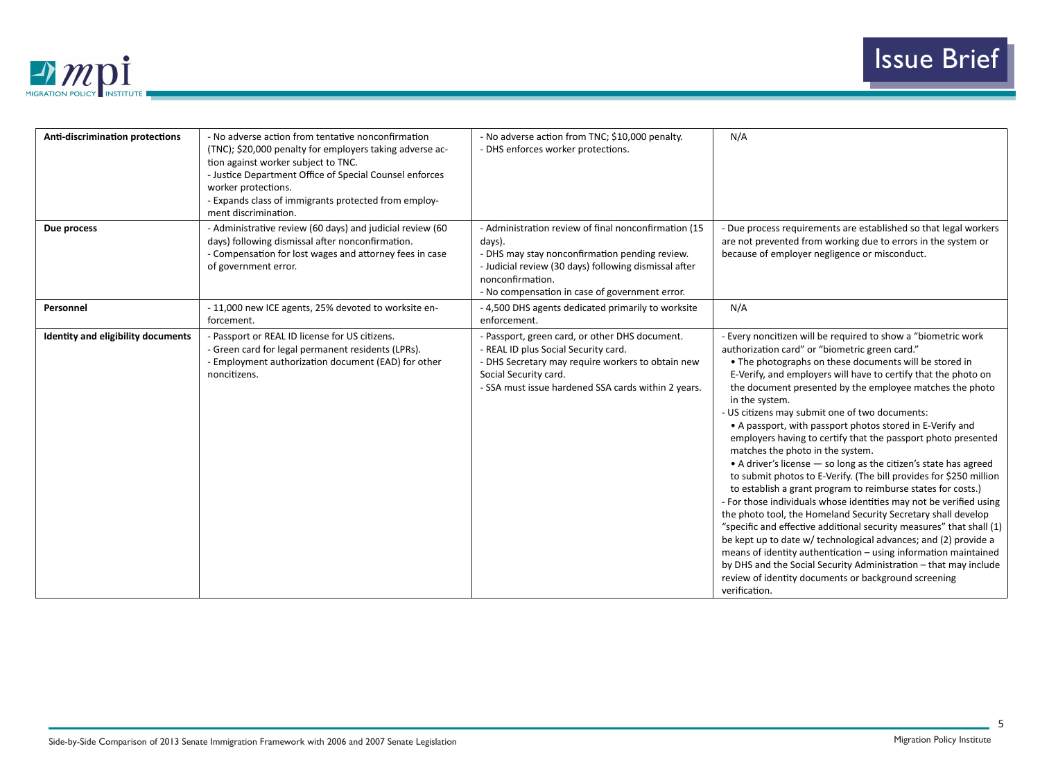| | | | |
|---|---|---|---|
| **Anti-discrimination protections** | - No adverse action from tentative nonconfirmation (TNC); $20,000 penalty for employers taking adverse action against worker subject to TNC.<br>- Justice Department Office of Special Counsel enforces worker protections.<br>- Expands class of immigrants protected from employment discrimination. | - No adverse action from TNC; $10,000 penalty.<br>- DHS enforces worker protections. | N/A |
| **Due process** | - Administrative review (60 days) and judicial review (60 days) following dismissal after nonconfirmation.<br>- Compensation for lost wages and attorney fees in case of government error. | - Administration review of final nonconfirmation (15 days).<br>- DHS may stay nonconfirmation pending review.<br>- Judicial review (30 days) following dismissal after nonconfirmation.<br>- No compensation in case of government error. | - Due process requirements are established so that legal workers are not prevented from working due to errors in the system or because of employer negligence or misconduct. |
| **Personnel** | - 11,000 new ICE agents, 25% devoted to worksite enforcement. | - 4,500 DHS agents dedicated primarily to worksite enforcement. | N/A |
| **Identity and eligibility documents** | - Passport or REAL ID license for US citizens.<br>- Green card for legal permanent residents (LPRs).<br>- Employment authorization document (EAD) for other noncitizens. | - Passport, green card, or other DHS document.<br>- REAL ID plus Social Security card.<br>- DHS Secretary may require workers to obtain new Social Security card.<br>- SSA must issue hardened SSA cards within 2 years. | - Every noncitizen will be required to show a "biometric work authorization card" or "biometric green card."<br>• The photographs on these documents will be stored in E-Verify, and employers will have to certify that the photo on the document presented by the employee matches the photo in the system.<br>- US citizens may submit one of two documents:<br>• A passport, with passport photos stored in E-Verify and employers having to certify that the passport photo presented matches the photo in the system.<br>• A driver's license — so long as the citizen's state has agreed to submit photos to E-Verify. (The bill provides for $250 million to establish a grant program to reimburse states for costs.)<br>- For those individuals whose identities may not be verified using the photo tool, the Homeland Security Secretary shall develop "specific and effective additional security measures" that shall (1) be kept up to date w/ technological advances; and (2) provide a means of identity authentication – using information maintained by DHS and the Social Security Administration – that may include review of identity documents or background screening verification. |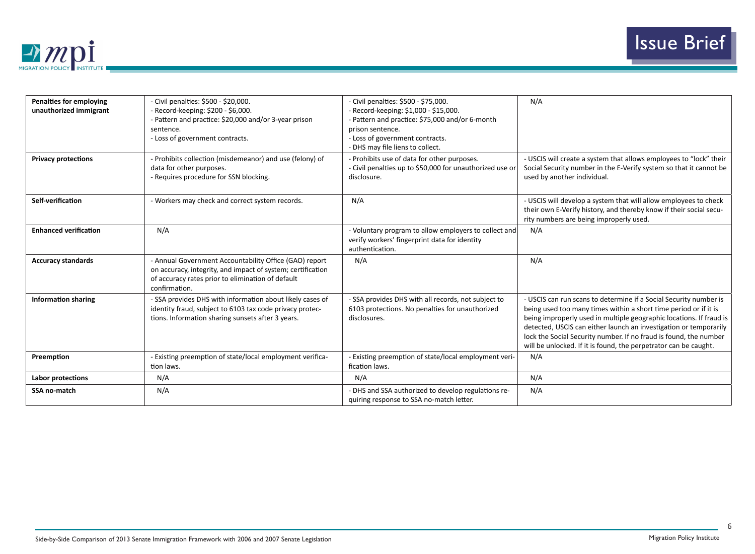| **Penalties for employing unauthorized immigrant** | - Civil penalties: $500 - $20,000.<br>- Record-keeping: $200 - $6,000.<br>- Pattern and practice: $20,000 and/or 3-year prison sentence.<br>- Loss of government contracts. | - Civil penalties: $500 - $75,000.<br>- Record-keeping: $1,000 - $15,000.<br>- Pattern and practice: $75,000 and/or 6-month prison sentence.<br>- Loss of government contracts.<br>- DHS may file liens to collect. | N/A |
|---|---|---|---|
| **Privacy protections** | - Prohibits collection (misdemeanor) and use (felony) of data for other purposes.<br>- Requires procedure for SSN blocking. | - Prohibits use of data for other purposes.<br>- Civil penalties up to $50,000 for unauthorized use or disclosure. | - USCIS will create a system that allows employees to "lock" their Social Security number in the E-Verify system so that it cannot be used by another individual. |
| **Self-verification** | - Workers may check and correct system records. | N/A | - USCIS will develop a system that will allow employees to check their own E-Verify history, and thereby know if their social security numbers are being improperly used. |
| **Enhanced verification** | N/A | - Voluntary program to allow employers to collect and verify workers' fingerprint data for identity authentication. | N/A |
| **Accuracy standards** | - Annual Government Accountability Office (GAO) report on accuracy, integrity, and impact of system; certification of accuracy rates prior to elimination of default confirmation. | N/A | N/A |
| **Information sharing** | - SSA provides DHS with information about likely cases of identity fraud, subject to 6103 tax code privacy protections. Information sharing sunsets after 3 years. | - SSA provides DHS with all records, not subject to 6103 protections. No penalties for unauthorized disclosures. | - USCIS can run scans to determine if a Social Security number is being used too many times within a short time period or if it is being improperly used in multiple geographic locations. If fraud is detected, USCIS can either launch an investigation or temporarily lock the Social Security number. If no fraud is found, the number will be unlocked. If it is found, the perpetrator can be caught. |
| **Preemption** | - Existing preemption of state/local employment verification laws. | - Existing preemption of state/local employment verification laws. | N/A |
| **Labor protections** | N/A | N/A | N/A |
| **SSA no-match** | N/A | - DHS and SSA authorized to develop regulations requiring response to SSA no-match letter. | N/A |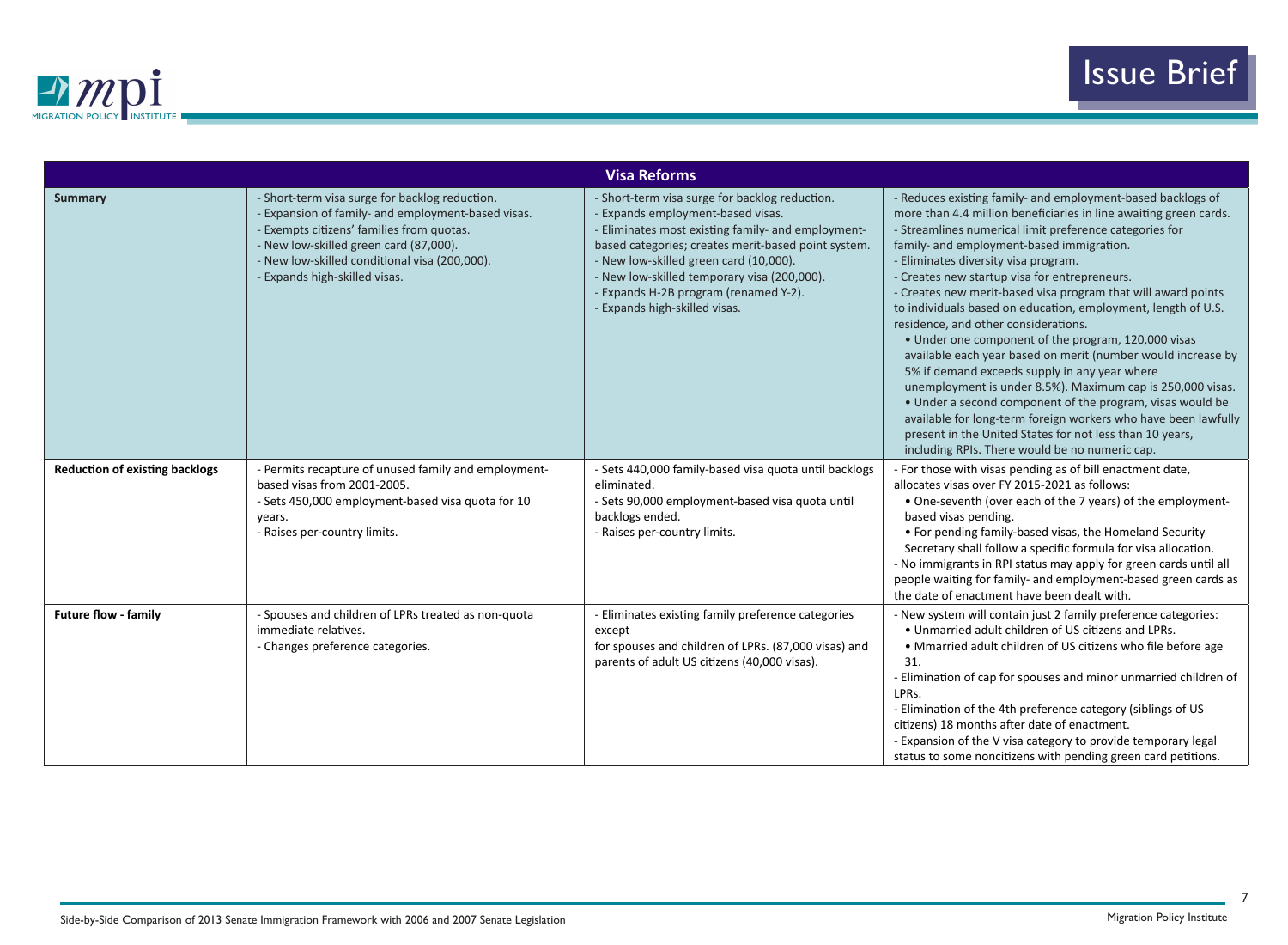| Visa Reforms | | | |
|---|---|---|---|
| **Summary** | - Short-term visa surge for backlog reduction.<br>- Expansion of family- and employment-based visas.<br>- Exempts citizens' families from quotas.<br>- New low-skilled green card (87,000).<br>- New low-skilled conditional visa (200,000).<br>- Expands high-skilled visas. | - Short-term visa surge for backlog reduction.<br>- Expands employment-based visas.<br>- Eliminates most existing family- and employment-based categories; creates merit-based point system.<br>- New low-skilled green card (10,000).<br>- New low-skilled temporary visa (200,000).<br>- Expands H-2B program (renamed Y-2).<br>- Expands high-skilled visas. | - Reduces existing family- and employment-based backlogs of more than 4.4 million beneficiaries in line awaiting green cards.<br>- Streamlines numerical limit preference categories for family- and employment-based immigration.<br>- Eliminates diversity visa program.<br>- Creates new startup visa for entrepreneurs.<br>- Creates new merit-based visa program that will award points to individuals based on education, employment, length of U.S. residence, and other considerations.<br>• Under one component of the program, 120,000 visas available each year based on merit (number would increase by 5% if demand exceeds supply in any year where unemployment is under 8.5%). Maximum cap is 250,000 visas.<br>• Under a second component of the program, visas would be available for long-term foreign workers who have been lawfully present in the United States for not less than 10 years, including RPIs. There would be no numeric cap. |
| **Reduction of existing backlogs** | - Permits recapture of unused family and employment-based visas from 2001-2005.<br>- Sets 450,000 employment-based visa quota for 10 years.<br>- Raises per-country limits. | - Sets 440,000 family-based visa quota until backlogs eliminated.<br>- Sets 90,000 employment-based visa quota until backlogs ended.<br>- Raises per-country limits. | - For those with visas pending as of bill enactment date, allocates visas over FY 2015-2021 as follows:<br>• One-seventh (over each of the 7 years) of the employment-based visas pending.<br>• For pending family-based visas, the Homeland Security Secretary shall follow a specific formula for visa allocation.<br>- No immigrants in RPI status may apply for green cards until all people waiting for family- and employment-based green cards as the date of enactment have been dealt with. |
| **Future flow - family** | - Spouses and children of LPRs treated as non-quota immediate relatives.<br>- Changes preference categories. | - Eliminates existing family preference categories except for spouses and children of LPRs. (87,000 visas) and parents of adult US citizens (40,000 visas). | - New system will contain just 2 family preference categories:<br>• Unmarried adult children of US citizens and LPRs.<br>• Mmarried adult children of US citizens who file before age 31.<br>- Elimination of cap for spouses and minor unmarried children of LPRs.<br>- Elimination of the 4th preference category (siblings of US citizens) 18 months after date of enactment.<br>- Expansion of the V visa category to provide temporary legal status to some noncitizens with pending green card petitions. |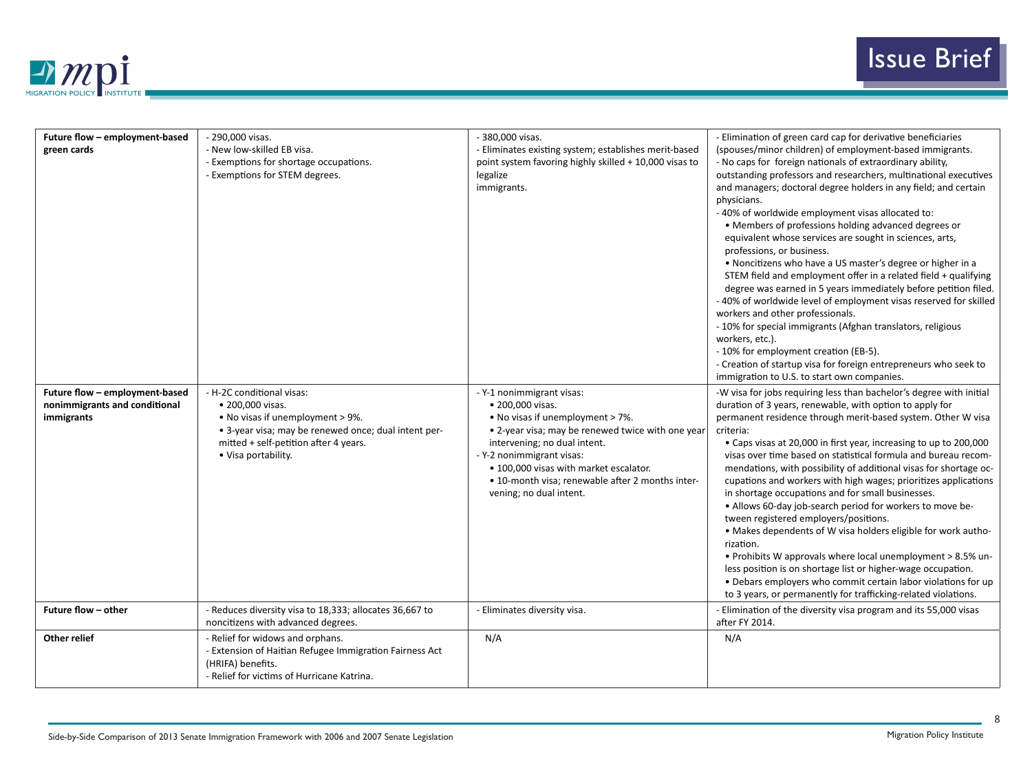| | | | |
|---|---|---|---|
| **Future flow – employment-based green cards** | - 290,000 visas.<br>- New low-skilled EB visa.<br>- Exemptions for shortage occupations.<br>- Exemptions for STEM degrees. | - 380,000 visas.<br>- Eliminates existing system; establishes merit-based point system favoring highly skilled + 10,000 visas to legalize immigrants. | - Elimination of green card cap for derivative beneficiaries (spouses/minor children) of employment-based immigrants.<br>- No caps for foreign nationals of extraordinary ability, outstanding professors and researchers, multinational executives and managers; doctoral degree holders in any field; and certain physicians.<br>- 40% of worldwide employment visas allocated to:<br>• Members of professions holding advanced degrees or equivalent whose services are sought in sciences, arts, professions, or business.<br>• Noncitizens who have a US master's degree or higher in a STEM field and employment offer in a related field + qualifying degree was earned in 5 years immediately before petition filed.<br>- 40% of worldwide level of employment visas reserved for skilled workers and other professionals.<br>- 10% for special immigrants (Afghan translators, religious workers, etc.).<br>- 10% for employment creation (EB-5).<br>- Creation of startup visa for foreign entrepreneurs who seek to immigration to U.S. to start own companies. |
| **Future flow – employment-based nonimmigrants and conditional immigrants** | - H-2C conditional visas:<br>• 200,000 visas.<br>• No visas if unemployment > 9%.<br>• 3-year visa; may be renewed once; dual intent permitted + self-petition after 4 years.<br>• Visa portability. | - Y-1 nonimmigrant visas:<br>• 200,000 visas.<br>• No visas if unemployment > 7%.<br>• 2-year visa; may be renewed twice with one year intervening; no dual intent.<br>- Y-2 nonimmigrant visas:<br>• 100,000 visas with market escalator.<br>• 10-month visa; renewable after 2 months intervening; no dual intent. | -W visa for jobs requiring less than bachelor's degree with initial duration of 3 years, renewable, with option to apply for permanent residence through merit-based system. Other W visa criteria:<br>• Caps visas at 20,000 in first year, increasing to up to 200,000 visas over time based on statistical formula and bureau recommendations, with possibility of additional visas for shortage occupations and workers with high wages; prioritizes applications in shortage occupations and for small businesses.<br>• Allows 60-day job-search period for workers to move between registered employers/positions.<br>• Makes dependents of W visa holders eligible for work authorization.<br>• Prohibits W approvals where local unemployment > 8.5% unless position is on shortage list or higher-wage occupation.<br>• Debars employers who commit certain labor violations for up to 3 years, or permanently for trafficking-related violations. |
| **Future flow – other** | - Reduces diversity visa to 18,333; allocates 36,667 to noncitizens with advanced degrees. | - Eliminates diversity visa. | - Elimination of the diversity visa program and its 55,000 visas after FY 2014. |
| **Other relief** | - Relief for widows and orphans.<br>- Extension of Haitian Refugee Immigration Fairness Act (HRIFA) benefits.<br>- Relief for victims of Hurricane Katrina. | N/A | N/A |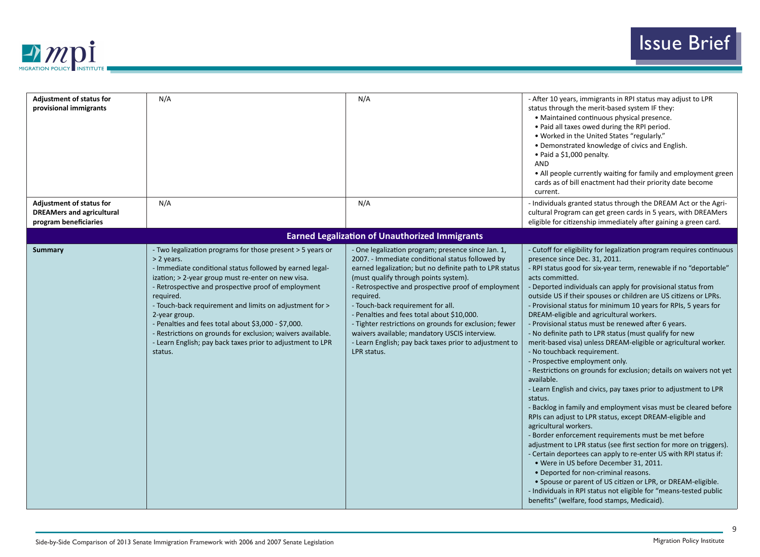| | | | |
|---|---|---|---|
| **Adjustment of status for provisional immigrants** | N/A | N/A | - After 10 years, immigrants in RPI status may adjust to LPR status through the merit-based system IF they:<br>• Maintained continuous physical presence.<br>• Paid all taxes owed during the RPI period.<br>• Worked in the United States "regularly."<br>• Demonstrated knowledge of civics and English.<br>• Paid a $1,000 penalty.<br>AND<br>• All people currently waiting for family and employment green cards as of bill enactment had their priority date become current. |
| **Adjustment of status for DREAMers and agricultural program beneficiaries** | N/A | N/A | - Individuals granted status through the DREAM Act or the Agricultural Program can get green cards in 5 years, with DREAMers eligible for citizenship immediately after gaining a green card. |
| **Earned Legalization of Unauthorized Immigrants** | | | |
| **Summary** | - Two legalization programs for those present > 5 years or > 2 years.<br>- Immediate conditional status followed by earned legalization; > 2-year group must re-enter on new visa.<br>- Retrospective and prospective proof of employment required.<br>- Touch-back requirement and limits on adjustment for > 2-year group.<br>- Penalties and fees total about $3,000 - $7,000.<br>- Restrictions on grounds for exclusion; waivers available.<br>- Learn English; pay back taxes prior to adjustment to LPR status. | - One legalization program; presence since Jan. 1, 2007. - Immediate conditional status followed by earned legalization; but no definite path to LPR status (must qualify through points system).<br>- Retrospective and prospective proof of employment required.<br>- Touch-back requirement for all.<br>- Penalties and fees total about $10,000.<br>- Tighter restrictions on grounds for exclusion; fewer waivers available; mandatory USCIS interview.<br>- Learn English; pay back taxes prior to adjustment to LPR status. | - Cutoff for eligibility for legalization program requires continuous presence since Dec. 31, 2011.<br>- RPI status good for six-year term, renewable if no "deportable" acts committed.<br>- Deported individuals can apply for provisional status from outside US if their spouses or children are US citizens or LPRs.<br>- Provisional status for minimum 10 years for RPIs, 5 years for DREAM-eligible and agricultural workers.<br>- Provisional status must be renewed after 6 years.<br>- No definite path to LPR status (must qualify for new merit-based visa) unless DREAM-eligible or agricultural worker.<br>- No touchback requirement.<br>- Prospective employment only.<br>- Restrictions on grounds for exclusion; details on waivers not yet available.<br>- Learn English and civics, pay taxes prior to adjustment to LPR status.<br>- Backlog in family and employment visas must be cleared before RPIs can adjust to LPR status, except DREAM-eligible and agricultural workers.<br>- Border enforcement requirements must be met before adjustment to LPR status (see first section for more on triggers).<br>- Certain deportees can apply to re-enter US with RPI status if:<br>• Were in US before December 31, 2011.<br>• Deported for non-criminal reasons.<br>• Spouse or parent of US citizen or LPR, or DREAM-eligible.<br>- Individuals in RPI status not eligible for "means-tested public benefits" (welfare, food stamps, Medicaid). |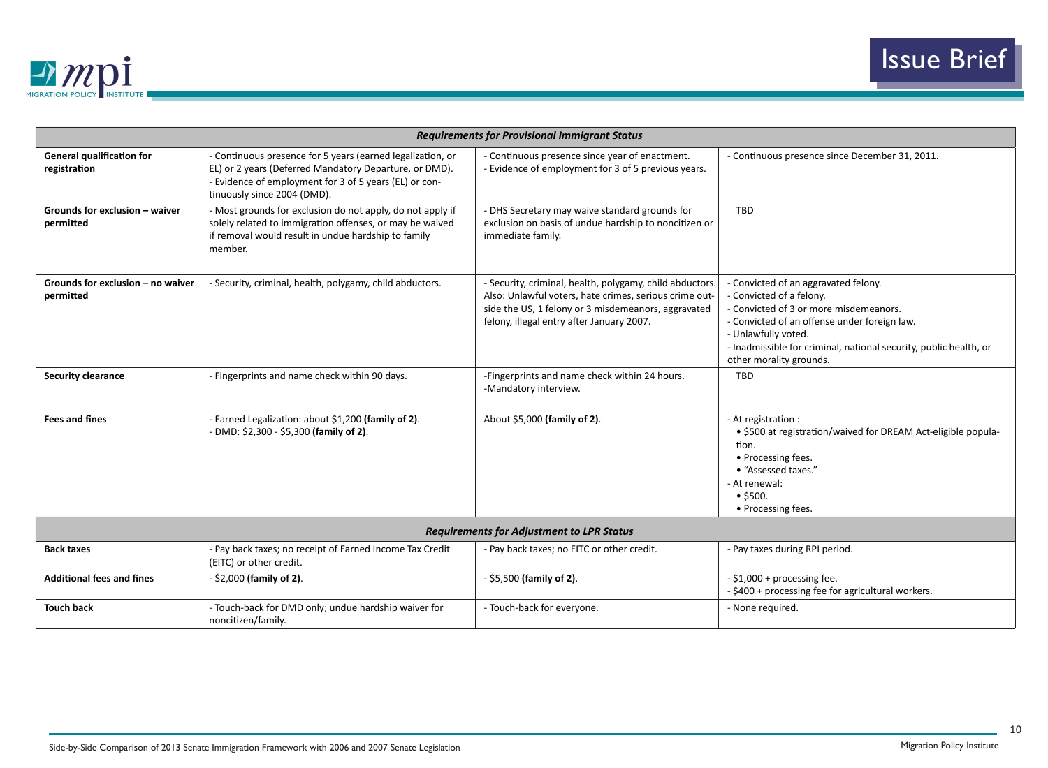| *Requirements for Provisional Immigrant Status* | | | |
|---|---|---|---|
| **General qualification for registration** | - Continuous presence for 5 years (earned legalization, or EL) or 2 years (Deferred Mandatory Departure, or DMD).<br>- Evidence of employment for 3 of 5 years (EL) or continuously since 2004 (DMD). | - Continuous presence since year of enactment.<br>- Evidence of employment for 3 of 5 previous years. | - Continuous presence since December 31, 2011. |
| **Grounds for exclusion – waiver permitted** | - Most grounds for exclusion do not apply, do not apply if solely related to immigration offenses, or may be waived if removal would result in undue hardship to family member. | - DHS Secretary may waive standard grounds for exclusion on basis of undue hardship to noncitizen or immediate family. | TBD |
| **Grounds for exclusion – no waiver permitted** | - Security, criminal, health, polygamy, child abductors. | - Security, criminal, health, polygamy, child abductors. Also: Unlawful voters, hate crimes, serious crime outside the US, 1 felony or 3 misdemeanors, aggravated felony, illegal entry after January 2007. | - Convicted of an aggravated felony.<br>- Convicted of a felony.<br>- Convicted of 3 or more misdemeanors.<br>- Convicted of an offense under foreign law.<br>- Unlawfully voted.<br>- Inadmissible for criminal, national security, public health, or other morality grounds. |
| **Security clearance** | - Fingerprints and name check within 90 days. | -Fingerprints and name check within 24 hours.<br>-Mandatory interview. | TBD |
| **Fees and fines** | - Earned Legalization: about $1,200 **(family of 2)**.<br>- DMD: $2,300 - $5,300 **(family of 2)**. | About $5,000 **(family of 2)**. | - At registration :<br>• $500 at registration/waived for DREAM Act-eligible population.<br>• Processing fees.<br>• "Assessed taxes."<br>- At renewal:<br>• $500.<br>• Processing fees. |
| *Requirements for Adjustment to LPR Status* | | | |
| **Back taxes** | - Pay back taxes; no receipt of Earned Income Tax Credit (EITC) or other credit. | - Pay back taxes; no EITC or other credit. | - Pay taxes during RPI period. |
| **Additional fees and fines** | - $2,000 **(family of 2)**. | - $5,500 **(family of 2)**. | - $1,000 + processing fee.<br>- $400 + processing fee for agricultural workers. |
| **Touch back** | - Touch-back for DMD only; undue hardship waiver for noncitizen/family. | - Touch-back for everyone. | - None required. |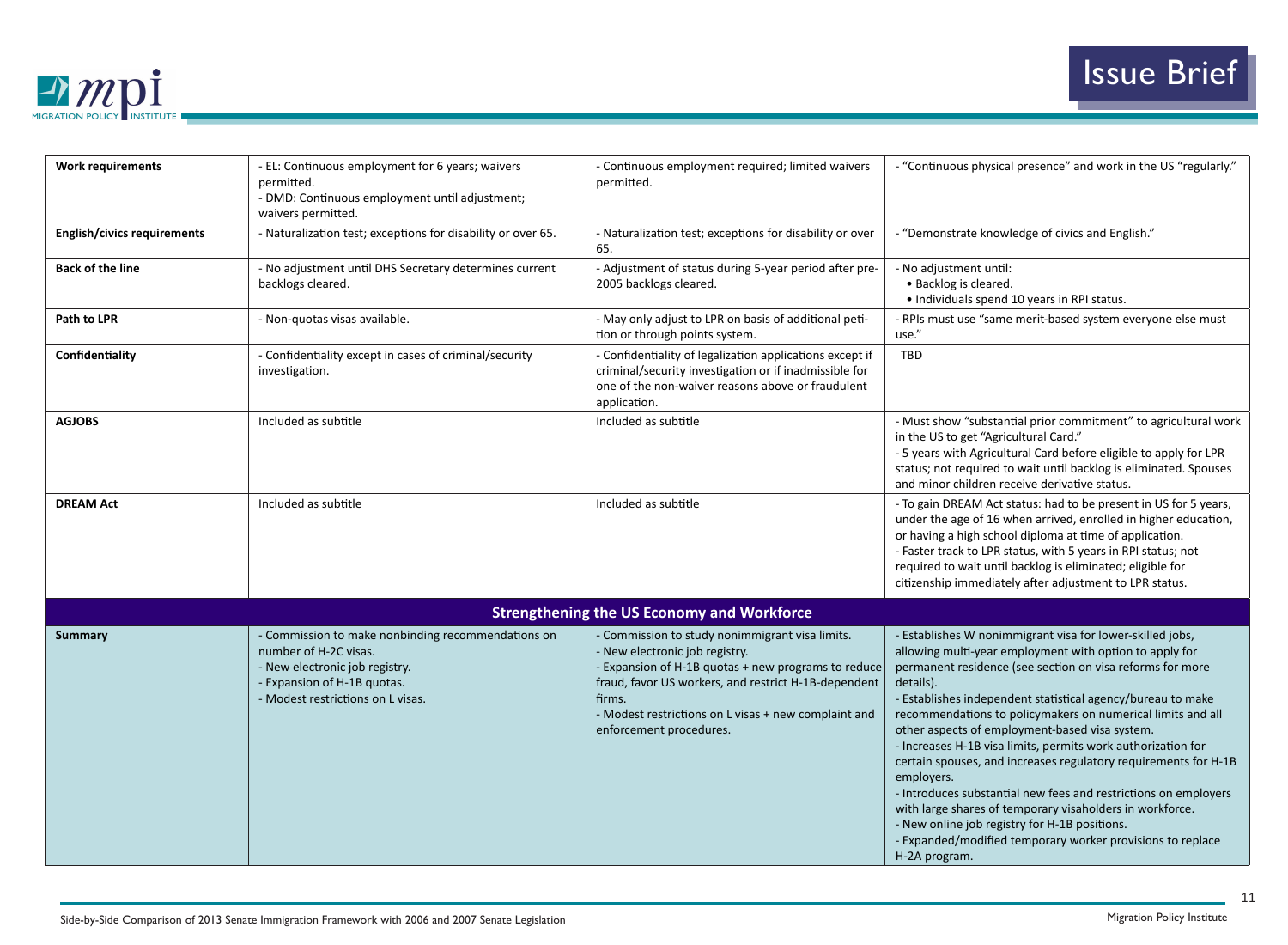| | | | |
|---|---|---|---|
| **Work requirements** | - EL: Continuous employment for 6 years; waivers permitted.<br>- DMD: Continuous employment until adjustment; waivers permitted. | - Continuous employment required; limited waivers permitted. | - "Continuous physical presence" and work in the US "regularly." |
| **English/civics requirements** | - Naturalization test; exceptions for disability or over 65. | - Naturalization test; exceptions for disability or over 65. | - "Demonstrate knowledge of civics and English." |
| **Back of the line** | - No adjustment until DHS Secretary determines current backlogs cleared. | - Adjustment of status during 5-year period after pre-2005 backlogs cleared. | - No adjustment until:<br>• Backlog is cleared.<br>• Individuals spend 10 years in RPI status. |
| **Path to LPR** | - Non-quotas visas available. | - May only adjust to LPR on basis of additional petition or through points system. | - RPIs must use "same merit-based system everyone else must use." |
| **Confidentiality** | - Confidentiality except in cases of criminal/security investigation. | - Confidentiality of legalization applications except if criminal/security investigation or if inadmissible for one of the non-waiver reasons above or fraudulent application. | TBD |
| **AGJOBS** | Included as subtitle | Included as subtitle | - Must show "substantial prior commitment" to agricultural work in the US to get "Agricultural Card."<br>- 5 years with Agricultural Card before eligible to apply for LPR status; not required to wait until backlog is eliminated. Spouses and minor children receive derivative status. |
| **DREAM Act** | Included as subtitle | Included as subtitle | - To gain DREAM Act status: had to be present in US for 5 years, under the age of 16 when arrived, enrolled in higher education, or having a high school diploma at time of application.<br>- Faster track to LPR status, with 5 years in RPI status; not required to wait until backlog is eliminated; eligible for citizenship immediately after adjustment to LPR status. |
| **Strengthening the US Economy and Workforce** | | | |
| **Summary** | - Commission to make nonbinding recommendations on number of H-2C visas.<br>- New electronic job registry.<br>- Expansion of H-1B quotas.<br>- Modest restrictions on L visas. | - Commission to study nonimmigrant visa limits.<br>- New electronic job registry.<br>- Expansion of H-1B quotas + new programs to reduce fraud, favor US workers, and restrict H-1B-dependent firms.<br>- Modest restrictions on L visas + new complaint and enforcement procedures. | - Establishes W nonimmigrant visa for lower-skilled jobs, allowing multi-year employment with option to apply for permanent residence (see section on visa reforms for more details).<br>- Establishes independent statistical agency/bureau to make recommendations to policymakers on numerical limits and all other aspects of employment-based visa system.<br>- Increases H-1B visa limits, permits work authorization for certain spouses, and increases regulatory requirements for H-1B employers.<br>- Introduces substantial new fees and restrictions on employers with large shares of temporary visaholders in workforce.<br>- New online job registry for H-1B positions.<br>- Expanded/modified temporary worker provisions to replace H-2A program. |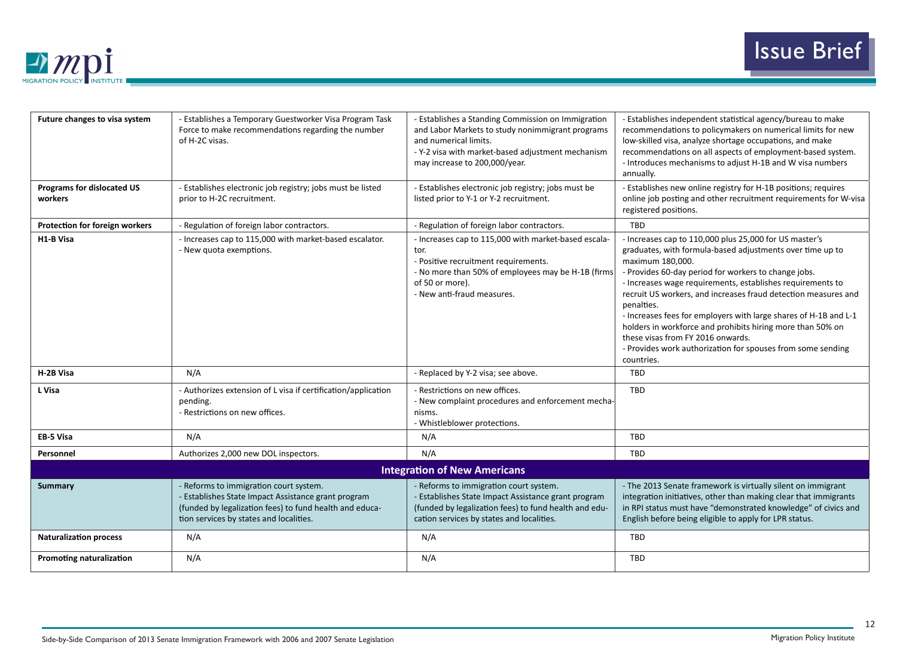| | | | |
|---|---|---|---|
| **Future changes to visa system** | - Establishes a Temporary Guestworker Visa Program Task Force to make recommendations regarding the number of H-2C visas. | - Establishes a Standing Commission on Immigration and Labor Markets to study nonimmigrant programs and numerical limits.<br>- Y-2 visa with market-based adjustment mechanism may increase to 200,000/year. | - Establishes independent statistical agency/bureau to make recommendations to policymakers on numerical limits for new low-skilled visa, analyze shortage occupations, and make recommendations on all aspects of employment-based system.<br>- Introduces mechanisms to adjust H-1B and W visa numbers annually. |
| **Programs for dislocated US workers** | - Establishes electronic job registry; jobs must be listed prior to H-2C recruitment. | - Establishes electronic job registry; jobs must be listed prior to Y-1 or Y-2 recruitment. | - Establishes new online registry for H-1B positions; requires online job posting and other recruitment requirements for W-visa registered positions. |
| **Protection for foreign workers** | - Regulation of foreign labor contractors. | - Regulation of foreign labor contractors. | TBD |
| **H1-B Visa** | - Increases cap to 115,000 with market-based escalator.<br>- New quota exemptions. | - Increases cap to 115,000 with market-based escalator.<br>- Positive recruitment requirements.<br>- No more than 50% of employees may be H-1B (firms of 50 or more).<br>- New anti-fraud measures. | - Increases cap to 110,000 plus 25,000 for US master's graduates, with formula-based adjustments over time up to maximum 180,000.<br>- Provides 60-day period for workers to change jobs.<br>- Increases wage requirements, establishes requirements to recruit US workers, and increases fraud detection measures and penalties.<br>- Increases fees for employers with large shares of H-1B and L-1 holders in workforce and prohibits hiring more than 50% on these visas from FY 2016 onwards.<br>- Provides work authorization for spouses from some sending countries. |
| **H-2B Visa** | N/A | - Replaced by Y-2 visa; see above. | TBD |
| **L Visa** | - Authorizes extension of L visa if certification/application pending.<br>- Restrictions on new offices. | - Restrictions on new offices.<br>- New complaint procedures and enforcement mechanisms.<br>- Whistleblower protections. | TBD |
| **EB-5 Visa** | N/A | N/A | TBD |
| **Personnel** | Authorizes 2,000 new DOL inspectors. | N/A | TBD |
| **Integration of New Americans** | | | |
| **Summary** | - Reforms to immigration court system.<br>- Establishes State Impact Assistance grant program (funded by legalization fees) to fund health and education services by states and localities. | - Reforms to immigration court system.<br>- Establishes State Impact Assistance grant program (funded by legalization fees) to fund health and education services by states and localities. | - The 2013 Senate framework is virtually silent on immigrant integration initiatives, other than making clear that immigrants in RPI status must have "demonstrated knowledge" of civics and English before being eligible to apply for LPR status. |
| **Naturalization process** | N/A | N/A | TBD |
| **Promoting naturalization** | N/A | N/A | TBD |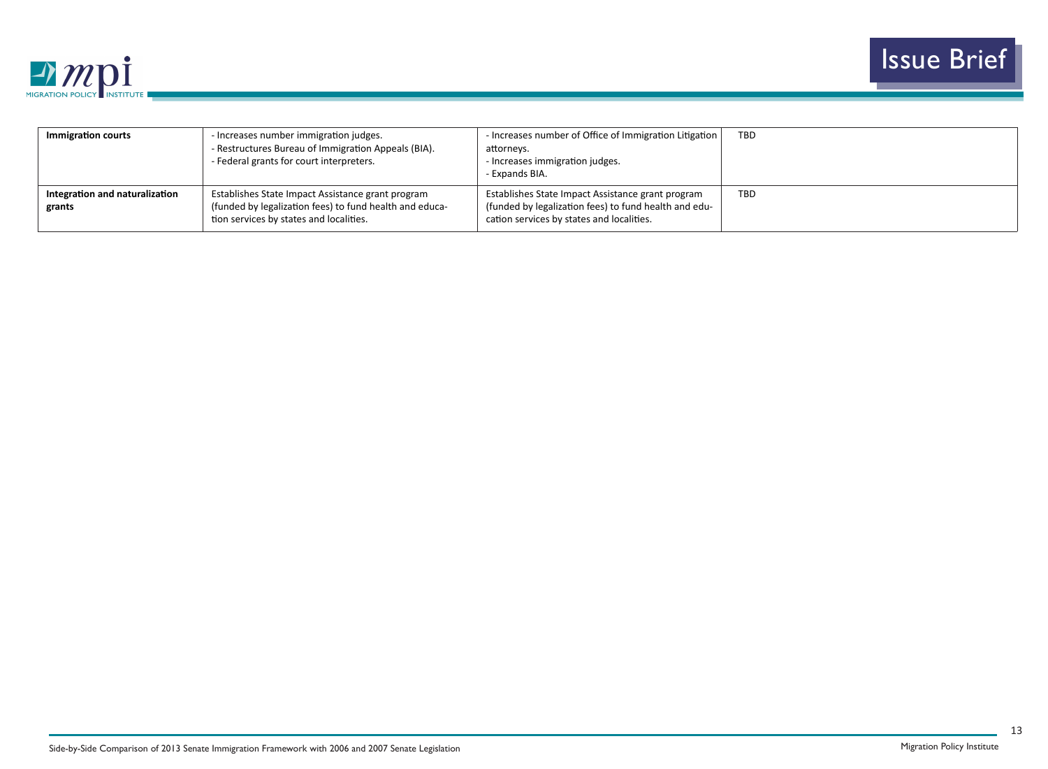| | | | |
|---|---|---|---|
| **Immigration courts** | - Increases number immigration judges.<br>- Restructures Bureau of Immigration Appeals (BIA).<br>- Federal grants for court interpreters. | - Increases number of Office of Immigration Litigation attorneys.<br>- Increases immigration judges.<br>- Expands BIA. | TBD |
| **Integration and naturalization grants** | Establishes State Impact Assistance grant program (funded by legalization fees) to fund health and education services by states and localities. | Establishes State Impact Assistance grant program (funded by legalization fees) to fund health and education services by states and localities. | TBD |